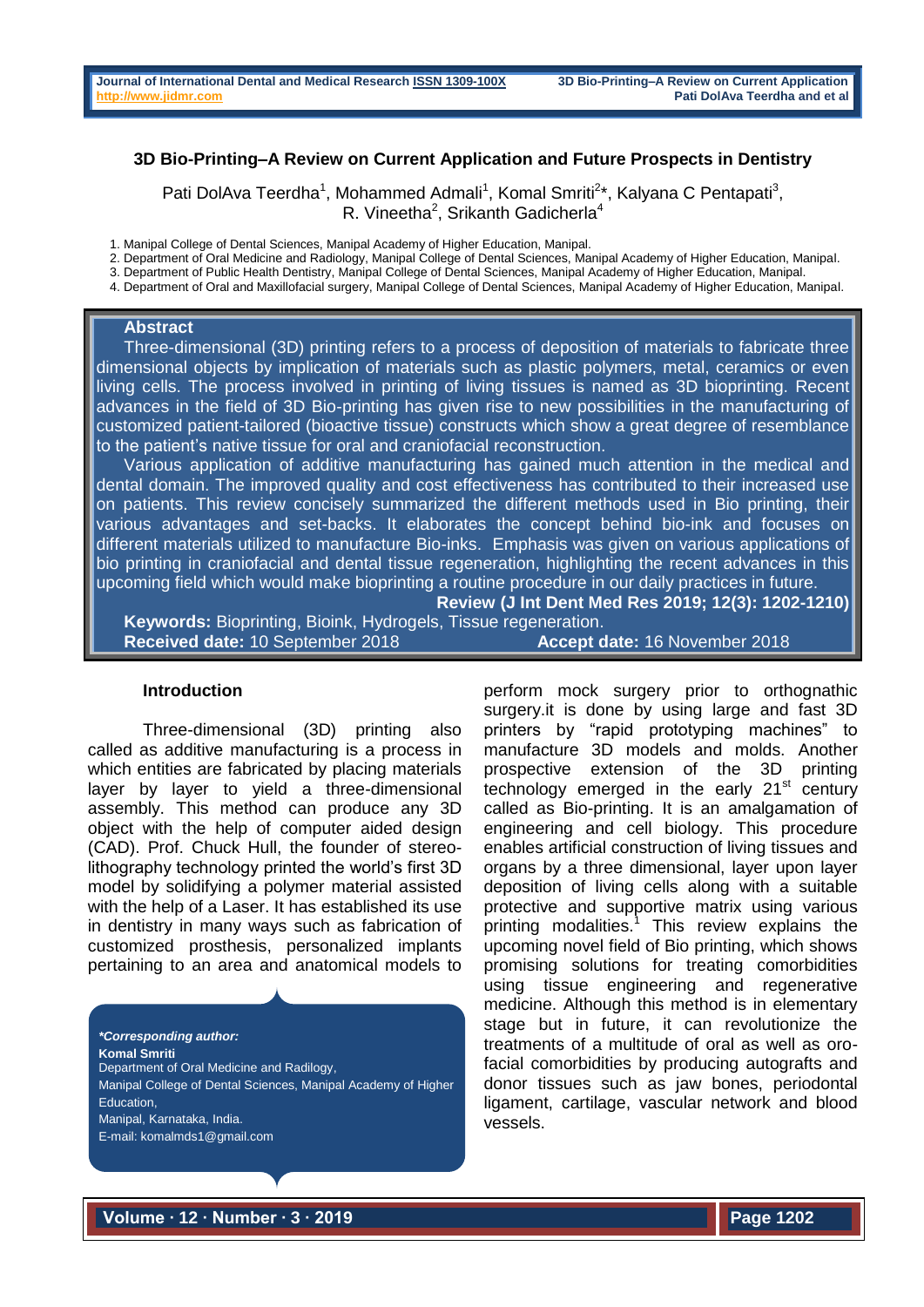# 3D Bio-Printing–A Review on Current Application and Future Prospects in Dentistry

Pati DolAva Teerdha[1], Mohammed Admali[1], Komal Smriti[2]*, Kalyana C Pentapati[3], R. Vineetha[2], Srikanth Gadicherla[4]

1. Manipal College of Dental Sciences, Manipal Academy of Higher Education, Manipal.
2. Department of Oral Medicine and Radiology, Manipal College of Dental Sciences, Manipal Academy of Higher Education, Manipal.
3. Department of Public Health Dentistry, Manipal College of Dental Sciences, Manipal Academy of Higher Education, Manipal.
4. Department of Oral and Maxillofacial surgery, Manipal College of Dental Sciences, Manipal Academy of Higher Education, Manipal.

## Abstract

Three-dimensional (3D) printing refers to a process of deposition of materials to fabricate three dimensional objects by implication of materials such as plastic polymers, metal, ceramics or even living cells. The process involved in printing of living tissues is named as 3D bioprinting. Recent advances in the field of 3D Bio-printing has given rise to new possibilities in the manufacturing of customized patient-tailored (bioactive tissue) constructs which show a great degree of resemblance to the patient's native tissue for oral and craniofacial reconstruction.

Various application of additive manufacturing has gained much attention in the medical and dental domain. The improved quality and cost effectiveness has contributed to their increased use on patients. This review concisely summarized the different methods used in Bio printing, their various advantages and set-backs. It elaborates the concept behind bio-ink and focuses on different materials utilized to manufacture Bio-inks. Emphasis was given on various applications of bio printing in craniofacial and dental tissue regeneration, highlighting the recent advances in this upcoming field which would make bioprinting a routine procedure in our daily practices in future.

**Review (J Int Dent Med Res 2019; 12(3): 1202-1210)**

**Keywords:** Bioprinting, Bioink, Hydrogels, Tissue regeneration.

**Received date:** 10 September 2018 **Accept date:** 16 November 2018

## Introduction

Three-dimensional (3D) printing also called as additive manufacturing is a process in which entities are fabricated by placing materials layer by layer to yield a three-dimensional assembly. This method can produce any 3D object with the help of computer aided design (CAD). Prof. Chuck Hull, the founder of stereo-lithography technology printed the world's first 3D model by solidifying a polymer material assisted with the help of a Laser. It has established its use in dentistry in many ways such as fabrication of customized prosthesis, personalized implants pertaining to an area and anatomical models to perform mock surgery prior to orthognathic surgery.it is done by using large and fast 3D printers by "rapid prototyping machines" to manufacture 3D models and molds. Another prospective extension of the 3D printing technology emerged in the early 21st century called as Bio-printing. It is an amalgamation of engineering and cell biology. This procedure enables artificial construction of living tissues and organs by a three dimensional, layer upon layer deposition of living cells along with a suitable protective and supportive matrix using various printing modalities.[1] This review explains the upcoming novel field of Bio printing, which shows promising solutions for treating comorbidities using tissue engineering and regenerative medicine. Although this method is in elementary stage but in future, it can revolutionize the treatments of a multitude of oral as well as oro-facial comorbidities by producing autografts and donor tissues such as jaw bones, periodontal ligament, cartilage, vascular network and blood vessels.

***Corresponding author:***
**Komal Smriti**
Department of Oral Medicine and Radilogy,
Manipal College of Dental Sciences, Manipal Academy of Higher Education,
Manipal, Karnataka, India.
E-mail: komalmds1@gmail.com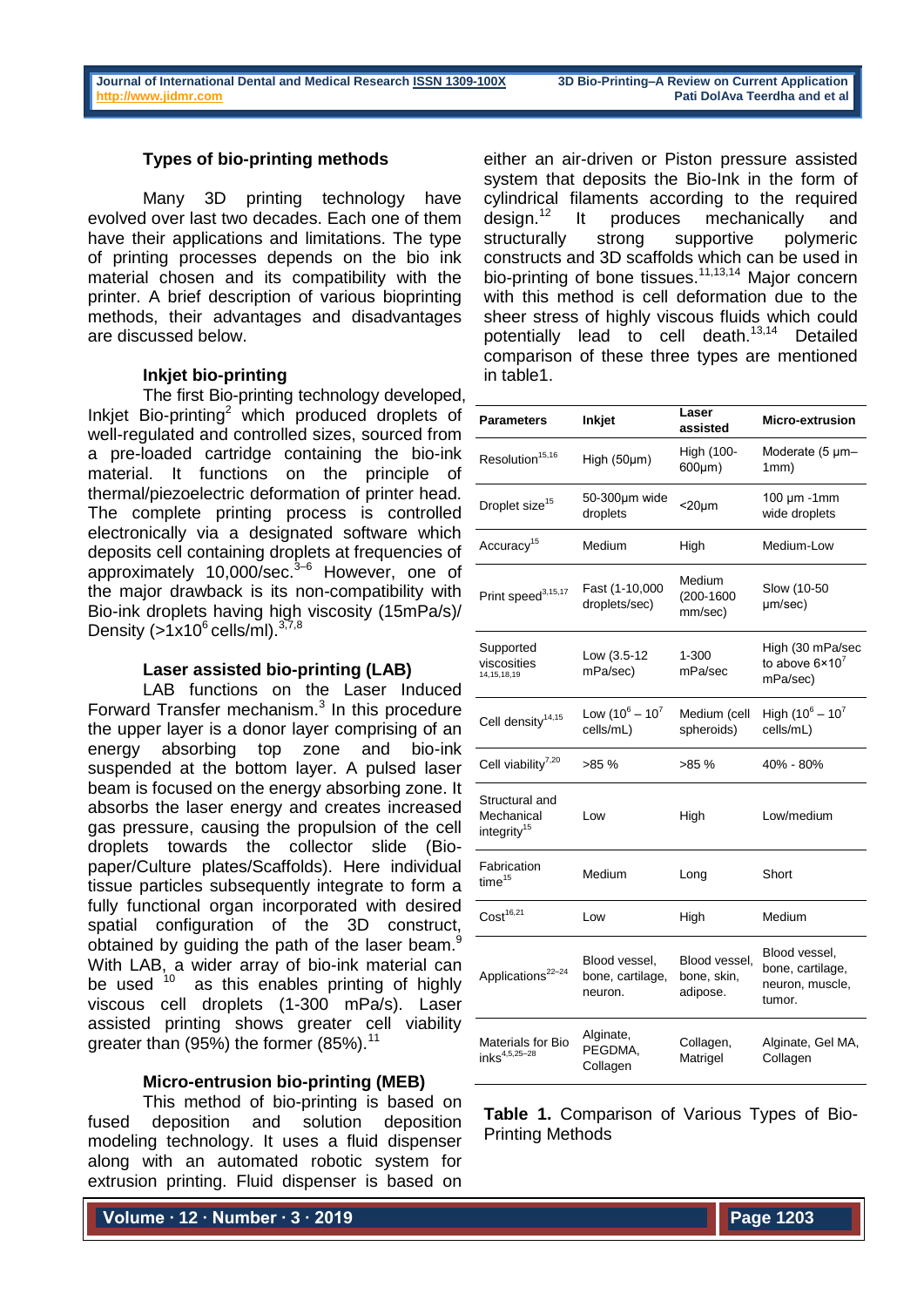## Types of bio-printing methods

Many 3D printing technology have evolved over last two decades. Each one of them have their applications and limitations. The type of printing processes depends on the bio ink material chosen and its compatibility with the printer. A brief description of various bioprinting methods, their advantages and disadvantages are discussed below.

### Inkjet bio-printing

The first Bio-printing technology developed, Inkjet Bio-printing[2] which produced droplets of well-regulated and controlled sizes, sourced from a pre-loaded cartridge containing the bio-ink material. It functions on the principle of thermal/piezoelectric deformation of printer head. The complete printing process is controlled electronically via a designated software which deposits cell containing droplets at frequencies of approximately 10,000/sec.[3–6] However, one of the major drawback is its non-compatibility with Bio-ink droplets having high viscosity (15mPa/s)/ Density (>1x10$^{6}$ cells/ml).[3,7,8]

### Laser assisted bio-printing (LAB)

LAB functions on the Laser Induced Forward Transfer mechanism.[3] In this procedure the upper layer is a donor layer comprising of an energy absorbing top zone and bio-ink suspended at the bottom layer. A pulsed laser beam is focused on the energy absorbing zone. It absorbs the laser energy and creates increased gas pressure, causing the propulsion of the cell droplets towards the collector slide (Bio-paper/Culture plates/Scaffolds). Here individual tissue particles subsequently integrate to form a fully functional organ incorporated with desired spatial configuration of the 3D construct, obtained by guiding the path of the laser beam.[9] With LAB, a wider array of bio-ink material can be used [10] as this enables printing of highly viscous cell droplets (1-300 mPa/s). Laser assisted printing shows greater cell viability greater than (95%) the former (85%).[11]

### Micro-entrusion bio-printing (MEB)

This method of bio-printing is based on fused deposition and solution deposition modeling technology. It uses a fluid dispenser along with an automated robotic system for extrusion printing. Fluid dispenser is based on either an air-driven or Piston pressure assisted system that deposits the Bio-Ink in the form of cylindrical filaments according to the required design.[12] It produces mechanically and structurally strong supportive polymeric constructs and 3D scaffolds which can be used in bio-printing of bone tissues.[11,13,14] Major concern with this method is cell deformation due to the sheer stress of highly viscous fluids which could potentially lead to cell death.[13,14] Detailed comparison of these three types are mentioned in table1.

| Parameters | Inkjet | Laser assisted | Micro-extrusion |
|---|---|---|---|
| Resolution[15,16] | High (50µm) | High (100-600µm) | Moderate (5 µm–1mm) |
| Droplet size[15] | 50-300µm wide droplets | <20µm | 100 µm -1mm wide droplets |
| Accuracy[15] | Medium | High | Medium-Low |
| Print speed[3,15,17] | Fast (1-10,000 droplets/sec) | Medium (200-1600 mm/sec) | Slow (10-50 µm/sec) |
| Supported viscosities[14,15,18,19] | Low (3.5-12 mPa/sec) | 1-300 mPa/sec | High (30 mPa/sec to above 6×10$^{7}$ mPa/sec) |
| Cell density[14,15] | Low (10$^{6}$ – 10$^{7}$ cells/mL) | Medium (cell spheroids) | High (10$^{6}$ – 10$^{7}$ cells/mL) |
| Cell viability[7,20] | >85 % | >85 % | 40% - 80% |
| Structural and Mechanical integrity[15] | Low | High | Low/medium |
| Fabrication time[15] | Medium | Long | Short |
| Cost[16,21] | Low | High | Medium |
| Applications[22–24] | Blood vessel, bone, cartilage, neuron. | Blood vessel, bone, skin, adipose. | Blood vessel, bone, cartilage, neuron, muscle, tumor. |
| Materials for Bio inks[4,5,25–28] | Alginate, PEGDMA, Collagen | Collagen, Matrigel | Alginate, Gel MA, Collagen |

**Table 1.** Comparison of Various Types of Bio-Printing Methods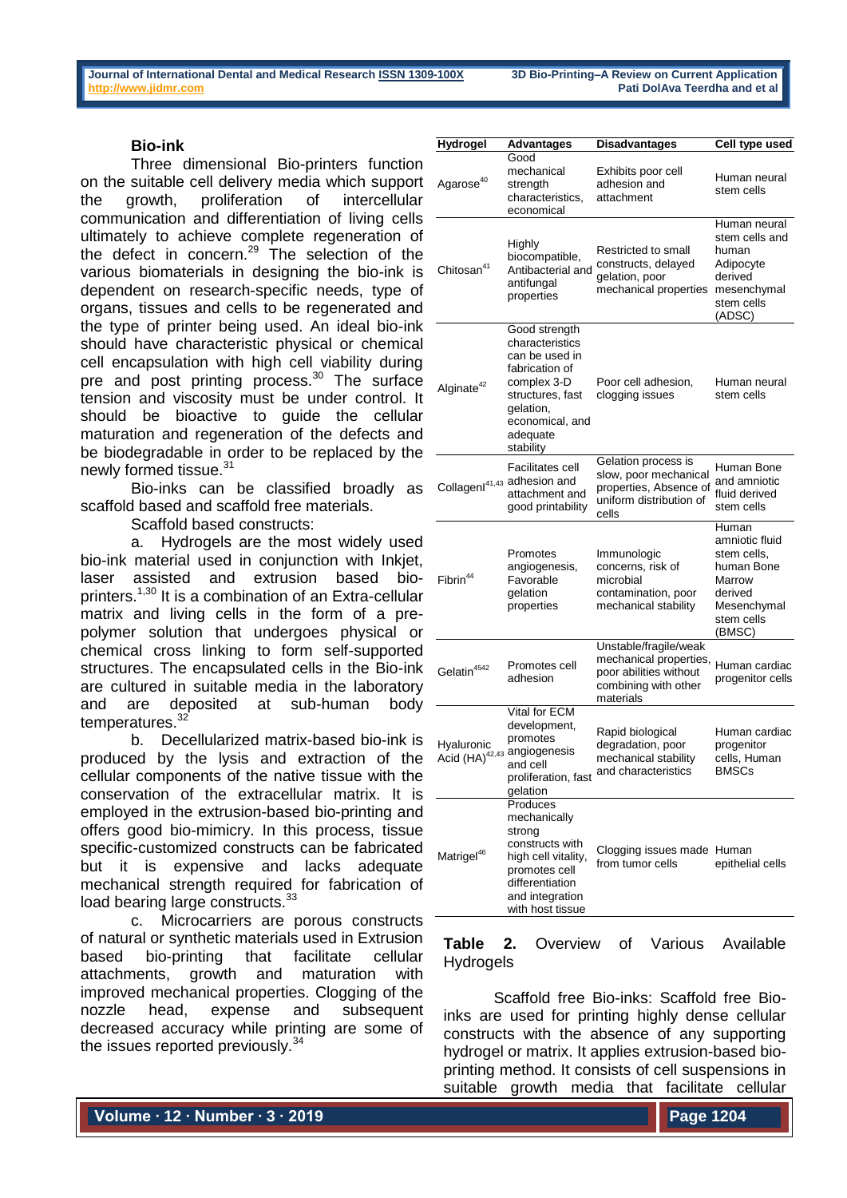### Bio-ink

Three dimensional Bio-printers function on the suitable cell delivery media which support the growth, proliferation of intercellular communication and differentiation of living cells ultimately to achieve complete regeneration of the defect in concern.[29] The selection of the various biomaterials in designing the bio-ink is dependent on research-specific needs, type of organs, tissues and cells to be regenerated and the type of printer being used. An ideal bio-ink should have characteristic physical or chemical cell encapsulation with high cell viability during pre and post printing process.[30] The surface tension and viscosity must be under control. It should be bioactive to guide the cellular maturation and regeneration of the defects and be biodegradable in order to be replaced by the newly formed tissue.[31]

Bio-inks can be classified broadly as scaffold based and scaffold free materials.

Scaffold based constructs:

a. Hydrogels are the most widely used bio-ink material used in conjunction with Inkjet, laser assisted and extrusion based bio-printers.[1,30] It is a combination of an Extra-cellular matrix and living cells in the form of a pre-polymer solution that undergoes physical or chemical cross linking to form self-supported structures. The encapsulated cells in the Bio-ink are cultured in suitable media in the laboratory and are deposited at sub-human body temperatures.[32]

b. Decellularized matrix-based bio-ink is produced by the lysis and extraction of the cellular components of the native tissue with the conservation of the extracellular matrix. It is employed in the extrusion-based bio-printing and offers good bio-mimicry. In this process, tissue specific-customized constructs can be fabricated but it is expensive and lacks adequate mechanical strength required for fabrication of load bearing large constructs.[33]

c. Microcarriers are porous constructs of natural or synthetic materials used in Extrusion based bio-printing that facilitate cellular attachments, growth and maturation with improved mechanical properties. Clogging of the nozzle head, expense and subsequent decreased accuracy while printing are some of the issues reported previously.[34]

| Hydrogel | Advantages | Disadvantages | Cell type used |
|---|---|---|---|
| Agarose[40] | Good mechanical strength characteristics, economical | Exhibits poor cell adhesion and attachment | Human neural stem cells |
| Chitosan[41] | Highly biocompatible, Antibacterial and antifungal properties | Restricted to small constructs, delayed gelation, poor mechanical properties | Human neural stem cells and human Adipocyte derived mesenchymal stem cells (ADSC) |
| Alginate[42] | Good strength characteristics can be used in fabrication of complex 3-D structures, fast gelation, economical, and adequate stability | Poor cell adhesion, clogging issues | Human neural stem cells |
| CollagenI[41,43] | Facilitates cell adhesion and attachment and good printability | Gelation process is slow, poor mechanical properties, Absence of uniform distribution of cells | Human Bone and amniotic fluid derived stem cells |
| Fibrin[44] | Promotes angiogenesis, Favorable gelation properties | Immunologic concerns, risk of microbial contamination, poor mechanical stability | Human amniotic fluid stem cells, human Bone Marrow derived Mesenchymal stem cells (BMSC) |
| Gelatin[4542] | Promotes cell adhesion | Unstable/fragile/weak mechanical properties, poor abilities without combining with other materials | Human cardiac progenitor cells |
| Hyaluronic Acid (HA)[42,43] | Vital for ECM development, promotes angiogenesis and cell proliferation, fast gelation | Rapid biological degradation, poor mechanical stability and characteristics | Human cardiac progenitor cells, Human BMSCs |
| Matrigel[46] | Produces mechanically strong constructs with high cell vitality, promotes cell differentiation and integration with host tissue | Clogging issues made from tumor cells | Human epithelial cells |

**Table 2.** Overview of Various Available Hydrogels

Scaffold free Bio-inks: Scaffold free Bio-inks are used for printing highly dense cellular constructs with the absence of any supporting hydrogel or matrix. It applies extrusion-based bio-printing method. It consists of cell suspensions in suitable growth media that facilitate cellular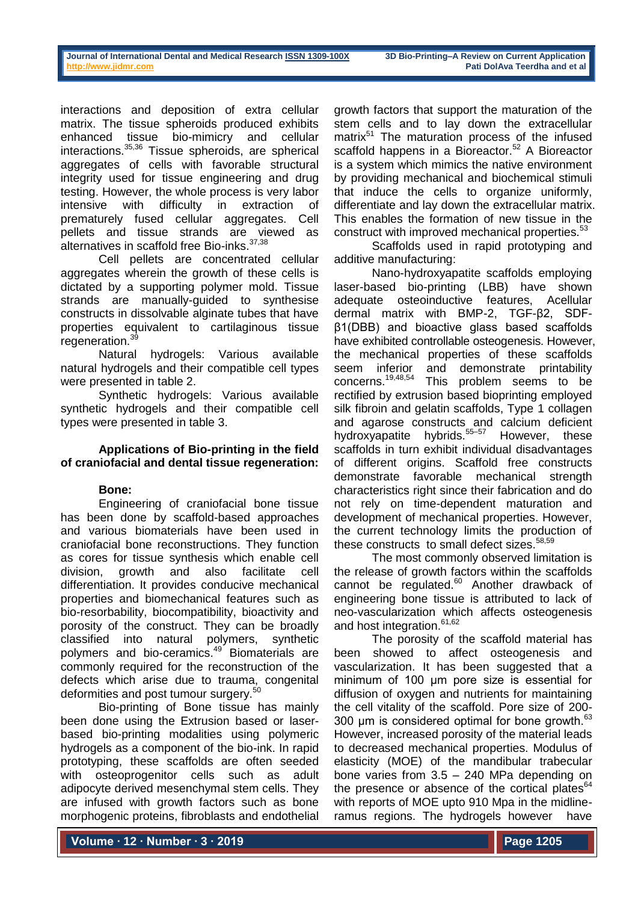interactions and deposition of extra cellular matrix. The tissue spheroids produced exhibits enhanced tissue bio-mimicry and cellular interactions.[35,36] Tissue spheroids, are spherical aggregates of cells with favorable structural integrity used for tissue engineering and drug testing. However, the whole process is very labor intensive with difficulty in extraction of prematurely fused cellular aggregates. Cell pellets and tissue strands are viewed as alternatives in scaffold free Bio-inks.[37,38]

Cell pellets are concentrated cellular aggregates wherein the growth of these cells is dictated by a supporting polymer mold. Tissue strands are manually-guided to synthesise constructs in dissolvable alginate tubes that have properties equivalent to cartilaginous tissue regeneration.[39]

Natural hydrogels: Various available natural hydrogels and their compatible cell types were presented in table 2.

Synthetic hydrogels: Various available synthetic hydrogels and their compatible cell types were presented in table 3.

**Applications of Bio-printing in the field of craniofacial and dental tissue regeneration:**

**Bone:**

Engineering of craniofacial bone tissue has been done by scaffold-based approaches and various biomaterials have been used in craniofacial bone reconstructions. They function as cores for tissue synthesis which enable cell division, growth and also facilitate cell differentiation. It provides conducive mechanical properties and biomechanical features such as bio-resorbability, biocompatibility, bioactivity and porosity of the construct. They can be broadly classified into natural polymers, synthetic polymers and bio-ceramics.[49] Biomaterials are commonly required for the reconstruction of the defects which arise due to trauma, congenital deformities and post tumour surgery.[50]

Bio-printing of Bone tissue has mainly been done using the Extrusion based or laser-based bio-printing modalities using polymeric hydrogels as a component of the bio-ink. In rapid prototyping, these scaffolds are often seeded with osteoprogenitor cells such as adult adipocyte derived mesenchymal stem cells. They are infused with growth factors such as bone morphogenic proteins, fibroblasts and endothelial growth factors that support the maturation of the stem cells and to lay down the extracellular matrix[51] The maturation process of the infused scaffold happens in a Bioreactor.[52] A Bioreactor is a system which mimics the native environment by providing mechanical and biochemical stimuli that induce the cells to organize uniformly, differentiate and lay down the extracellular matrix. This enables the formation of new tissue in the construct with improved mechanical properties.[53]

Scaffolds used in rapid prototyping and additive manufacturing:

Nano-hydroxyapatite scaffolds employing laser-based bio-printing (LBB) have shown adequate osteoinductive features, Acellular dermal matrix with BMP-2, TGF-β2, SDF-β1(DBB) and bioactive glass based scaffolds have exhibited controllable osteogenesis. However, the mechanical properties of these scaffolds seem inferior and demonstrate printability concerns.[19,48,54] This problem seems to be rectified by extrusion based bioprinting employed silk fibroin and gelatin scaffolds, Type 1 collagen and agarose constructs and calcium deficient hydroxyapatite hybrids.[55–57] However, these scaffolds in turn exhibit individual disadvantages of different origins. Scaffold free constructs demonstrate favorable mechanical strength characteristics right since their fabrication and do not rely on time-dependent maturation and development of mechanical properties. However, the current technology limits the production of these constructs to small defect sizes.[58,59]

The most commonly observed limitation is the release of growth factors within the scaffolds cannot be regulated.[60] Another drawback of engineering bone tissue is attributed to lack of neo-vascularization which affects osteogenesis and host integration.[61,62]

The porosity of the scaffold material has been showed to affect osteogenesis and vascularization. It has been suggested that a minimum of 100 µm pore size is essential for diffusion of oxygen and nutrients for maintaining the cell vitality of the scaffold. Pore size of 200-300 µm is considered optimal for bone growth.[63] However, increased porosity of the material leads to decreased mechanical properties. Modulus of elasticity (MOE) of the mandibular trabecular bone varies from 3.5 – 240 MPa depending on the presence or absence of the cortical plates[64] with reports of MOE upto 910 Mpa in the midline-ramus regions. The hydrogels however have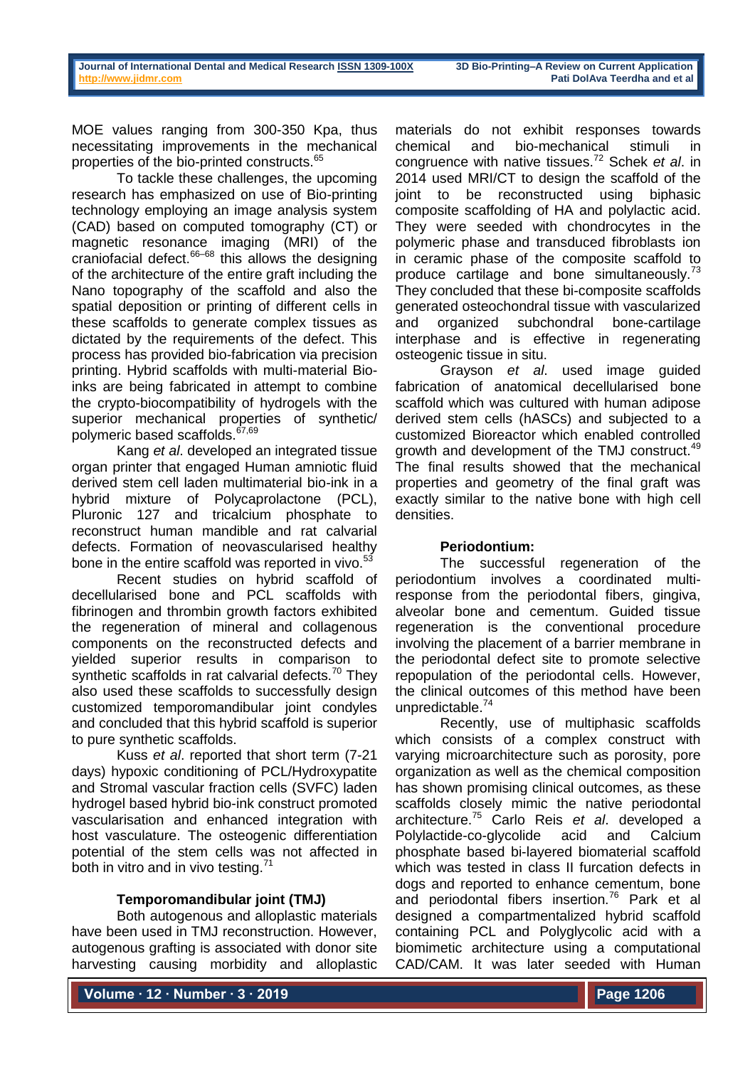MOE values ranging from 300-350 Kpa, thus necessitating improvements in the mechanical properties of the bio-printed constructs.[65]

To tackle these challenges, the upcoming research has emphasized on use of Bio-printing technology employing an image analysis system (CAD) based on computed tomography (CT) or magnetic resonance imaging (MRI) of the craniofacial defect.[66–68] this allows the designing of the architecture of the entire graft including the Nano topography of the scaffold and also the spatial deposition or printing of different cells in these scaffolds to generate complex tissues as dictated by the requirements of the defect. This process has provided bio-fabrication via precision printing. Hybrid scaffolds with multi-material Bio-inks are being fabricated in attempt to combine the crypto-biocompatibility of hydrogels with the superior mechanical properties of synthetic/ polymeric based scaffolds.[67,69]

Kang *et al*. developed an integrated tissue organ printer that engaged Human amniotic fluid derived stem cell laden multimaterial bio-ink in a hybrid mixture of Polycaprolactone (PCL), Pluronic 127 and tricalcium phosphate to reconstruct human mandible and rat calvarial defects. Formation of neovascularised healthy bone in the entire scaffold was reported in vivo.[53]

Recent studies on hybrid scaffold of decellularised bone and PCL scaffolds with fibrinogen and thrombin growth factors exhibited the regeneration of mineral and collagenous components on the reconstructed defects and yielded superior results in comparison to synthetic scaffolds in rat calvarial defects.[70] They also used these scaffolds to successfully design customized temporomandibular joint condyles and concluded that this hybrid scaffold is superior to pure synthetic scaffolds.

Kuss *et al*. reported that short term (7-21 days) hypoxic conditioning of PCL/Hydroxypatite and Stromal vascular fraction cells (SVFC) laden hydrogel based hybrid bio-ink construct promoted vascularisation and enhanced integration with host vasculature. The osteogenic differentiation potential of the stem cells was not affected in both in vitro and in vivo testing.[71]

### Temporomandibular joint (TMJ)

Both autogenous and alloplastic materials have been used in TMJ reconstruction. However, autogenous grafting is associated with donor site harvesting causing morbidity and alloplastic materials do not exhibit responses towards chemical and bio-mechanical stimuli in congruence with native tissues.[72] Schek *et al*. in 2014 used MRI/CT to design the scaffold of the joint to be reconstructed using biphasic composite scaffolding of HA and polylactic acid. They were seeded with chondrocytes in the polymeric phase and transduced fibroblasts ion in ceramic phase of the composite scaffold to produce cartilage and bone simultaneously.[73] They concluded that these bi-composite scaffolds generated osteochondral tissue with vascularized and organized subchondral bone-cartilage interphase and is effective in regenerating osteogenic tissue in situ.

Grayson *et al*. used image guided fabrication of anatomical decellularised bone scaffold which was cultured with human adipose derived stem cells (hASCs) and subjected to a customized Bioreactor which enabled controlled growth and development of the TMJ construct.[49] The final results showed that the mechanical properties and geometry of the final graft was exactly similar to the native bone with high cell densities.

### Periodontium:

The successful regeneration of the periodontium involves a coordinated multi-response from the periodontal fibers, gingiva, alveolar bone and cementum. Guided tissue regeneration is the conventional procedure involving the placement of a barrier membrane in the periodontal defect site to promote selective repopulation of the periodontal cells. However, the clinical outcomes of this method have been unpredictable.[74]

Recently, use of multiphasic scaffolds which consists of a complex construct with varying microarchitecture such as porosity, pore organization as well as the chemical composition has shown promising clinical outcomes, as these scaffolds closely mimic the native periodontal architecture.[75] Carlo Reis *et al*. developed a Polylactide-co-glycolide acid and Calcium phosphate based bi-layered biomaterial scaffold which was tested in class II furcation defects in dogs and reported to enhance cementum, bone and periodontal fibers insertion.[76] Park et al designed a compartmentalized hybrid scaffold containing PCL and Polyglycolic acid with a biomimetic architecture using a computational CAD/CAM. It was later seeded with Human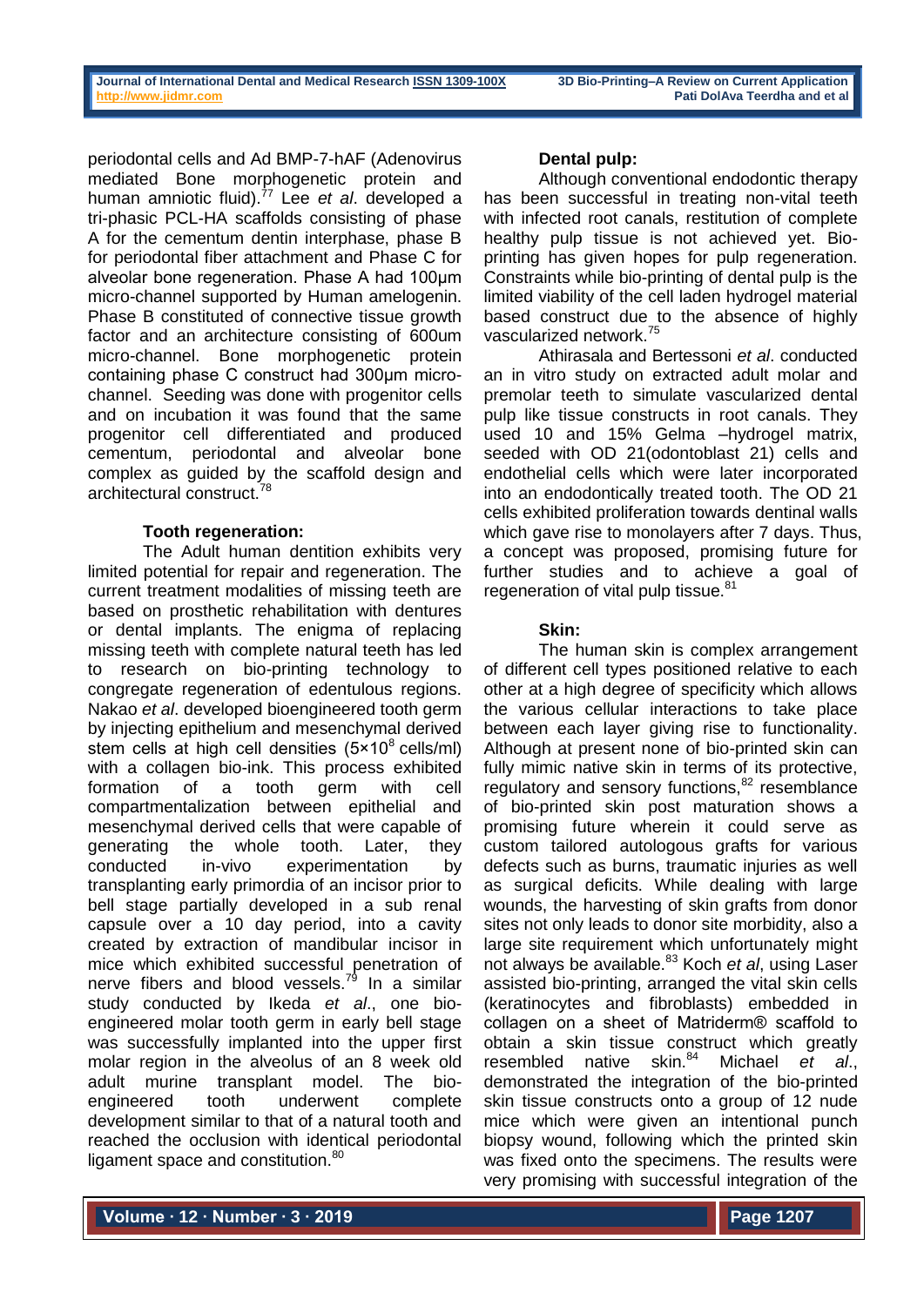periodontal cells and Ad BMP-7-hAF (Adenovirus mediated Bone morphogenetic protein and human amniotic fluid).[77] Lee *et al*. developed a tri-phasic PCL-HA scaffolds consisting of phase A for the cementum dentin interphase, phase B for periodontal fiber attachment and Phase C for alveolar bone regeneration. Phase A had 100µm micro-channel supported by Human amelogenin. Phase B constituted of connective tissue growth factor and an architecture consisting of 600um micro-channel. Bone morphogenetic protein containing phase C construct had 300µm micro-channel. Seeding was done with progenitor cells and on incubation it was found that the same progenitor cell differentiated and produced cementum, periodontal and alveolar bone complex as guided by the scaffold design and architectural construct.[78]

**Tooth regeneration:**

The Adult human dentition exhibits very limited potential for repair and regeneration. The current treatment modalities of missing teeth are based on prosthetic rehabilitation with dentures or dental implants. The enigma of replacing missing teeth with complete natural teeth has led to research on bio-printing technology to congregate regeneration of edentulous regions. Nakao *et al*. developed bioengineered tooth germ by injecting epithelium and mesenchymal derived stem cells at high cell densities ($5\times10^8$ cells/ml) with a collagen bio-ink. This process exhibited formation of a tooth germ with cell compartmentalization between epithelial and mesenchymal derived cells that were capable of generating the whole tooth. Later, they conducted in-vivo experimentation by transplanting early primordia of an incisor prior to bell stage partially developed in a sub renal capsule over a 10 day period, into a cavity created by extraction of mandibular incisor in mice which exhibited successful penetration of nerve fibers and blood vessels.[79] In a similar study conducted by Ikeda *et al*., one bio-engineered molar tooth germ in early bell stage was successfully implanted into the upper first molar region in the alveolus of an 8 week old adult murine transplant model. The bio-engineered tooth underwent complete development similar to that of a natural tooth and reached the occlusion with identical periodontal ligament space and constitution.[80]

**Dental pulp:**

Although conventional endodontic therapy has been successful in treating non-vital teeth with infected root canals, restitution of complete healthy pulp tissue is not achieved yet. Bio-printing has given hopes for pulp regeneration. Constraints while bio-printing of dental pulp is the limited viability of the cell laden hydrogel material based construct due to the absence of highly vascularized network.[75]

Athirasala and Bertessoni *et al*. conducted an in vitro study on extracted adult molar and premolar teeth to simulate vascularized dental pulp like tissue constructs in root canals. They used 10 and 15% Gelma –hydrogel matrix, seeded with OD 21(odontoblast 21) cells and endothelial cells which were later incorporated into an endodontically treated tooth. The OD 21 cells exhibited proliferation towards dentinal walls which gave rise to monolayers after 7 days. Thus, a concept was proposed, promising future for further studies and to achieve a goal of regeneration of vital pulp tissue.[81]

**Skin:**

The human skin is complex arrangement of different cell types positioned relative to each other at a high degree of specificity which allows the various cellular interactions to take place between each layer giving rise to functionality. Although at present none of bio-printed skin can fully mimic native skin in terms of its protective, regulatory and sensory functions,[82] resemblance of bio-printed skin post maturation shows a promising future wherein it could serve as custom tailored autologous grafts for various defects such as burns, traumatic injuries as well as surgical deficits. While dealing with large wounds, the harvesting of skin grafts from donor sites not only leads to donor site morbidity, also a large site requirement which unfortunately might not always be available.[83] Koch *et al*, using Laser assisted bio-printing, arranged the vital skin cells (keratinocytes and fibroblasts) embedded in collagen on a sheet of Matriderm® scaffold to obtain a skin tissue construct which greatly resembled native skin.[84] Michael *et al*., demonstrated the integration of the bio-printed skin tissue constructs onto a group of 12 nude mice which were given an intentional punch biopsy wound, following which the printed skin was fixed onto the specimens. The results were very promising with successful integration of the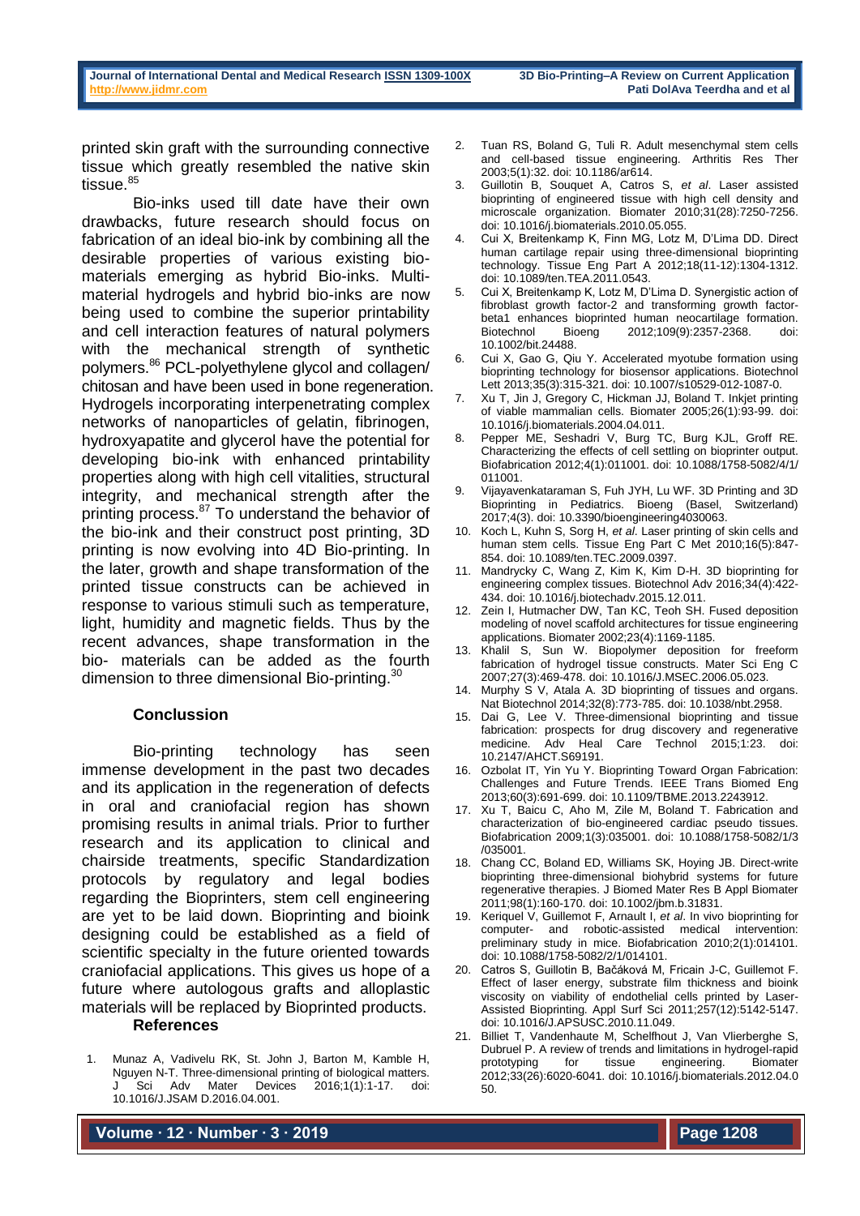printed skin graft with the surrounding connective tissue which greatly resembled the native skin tissue.[85]

Bio-inks used till date have their own drawbacks, future research should focus on fabrication of an ideal bio-ink by combining all the desirable properties of various existing bio-materials emerging as hybrid Bio-inks. Multi-material hydrogels and hybrid bio-inks are now being used to combine the superior printability and cell interaction features of natural polymers with the mechanical strength of synthetic polymers.[86] PCL-polyethylene glycol and collagen/ chitosan and have been used in bone regeneration. Hydrogels incorporating interpenetrating complex networks of nanoparticles of gelatin, fibrinogen, hydroxyapatite and glycerol have the potential for developing bio-ink with enhanced printability properties along with high cell vitalities, structural integrity, and mechanical strength after the printing process.[87] To understand the behavior of the bio-ink and their construct post printing, 3D printing is now evolving into 4D Bio-printing. In the later, growth and shape transformation of the printed tissue constructs can be achieved in response to various stimuli such as temperature, light, humidity and magnetic fields. Thus by the recent advances, shape transformation in the bio- materials can be added as the fourth dimension to three dimensional Bio-printing.[30]

## Conclussion

Bio-printing technology has seen immense development in the past two decades and its application in the regeneration of defects in oral and craniofacial region has shown promising results in animal trials. Prior to further research and its application to clinical and chairside treatments, specific Standardization protocols by regulatory and legal bodies regarding the Bioprinters, stem cell engineering are yet to be laid down. Bioprinting and bioink designing could be established as a field of scientific specialty in the future oriented towards craniofacial applications. This gives us hope of a future where autologous grafts and alloplastic materials will be replaced by Bioprinted products.

## References

1. Munaz A, Vadivelu RK, St. John J, Barton M, Kamble H, Nguyen N-T. Three-dimensional printing of biological matters. J Sci Adv Mater Devices 2016;1(1):1-17. doi: 10.1016/J.JSAM D.2016.04.001.
2. Tuan RS, Boland G, Tuli R. Adult mesenchymal stem cells and cell-based tissue engineering. Arthritis Res Ther 2003;5(1):32. doi: 10.1186/ar614.
3. Guillotin B, Souquet A, Catros S, *et al*. Laser assisted bioprinting of engineered tissue with high cell density and microscale organization. Biomater 2010;31(28):7250-7256. doi: 10.1016/j.biomaterials.2010.05.055.
4. Cui X, Breitenkamp K, Finn MG, Lotz M, D'Lima DD. Direct human cartilage repair using three-dimensional bioprinting technology. Tissue Eng Part A 2012;18(11-12):1304-1312. doi: 10.1089/ten.TEA.2011.0543.
5. Cui X, Breitenkamp K, Lotz M, D'Lima D. Synergistic action of fibroblast growth factor-2 and transforming growth factor-beta1 enhances bioprinted human neocartilage formation. Biotechnol Bioeng 2012;109(9):2357-2368. doi: 10.1002/bit.24488.
6. Cui X, Gao G, Qiu Y. Accelerated myotube formation using bioprinting technology for biosensor applications. Biotechnol Lett 2013;35(3):315-321. doi: 10.1007/s10529-012-1087-0.
7. Xu T, Jin J, Gregory C, Hickman JJ, Boland T. Inkjet printing of viable mammalian cells. Biomater 2005;26(1):93-99. doi: 10.1016/j.biomaterials.2004.04.011.
8. Pepper ME, Seshadri V, Burg TC, Burg KJL, Groff RE. Characterizing the effects of cell settling on bioprinter output. Biofabrication 2012;4(1):011001. doi: 10.1088/1758-5082/4/1/011001.
9. Vijayavenkataraman S, Fuh JYH, Lu WF. 3D Printing and 3D Bioprinting in Pediatrics. Bioeng (Basel, Switzerland) 2017;4(3). doi: 10.3390/bioengineering4030063.
10. Koch L, Kuhn S, Sorg H, *et al*. Laser printing of skin cells and human stem cells. Tissue Eng Part C Met 2010;16(5):847-854. doi: 10.1089/ten.TEC.2009.0397.
11. Mandrycky C, Wang Z, Kim K, Kim D-H. 3D bioprinting for engineering complex tissues. Biotechnol Adv 2016;34(4):422-434. doi: 10.1016/j.biotechadv.2015.12.011.
12. Zein I, Hutmacher DW, Tan KC, Teoh SH. Fused deposition modeling of novel scaffold architectures for tissue engineering applications. Biomater 2002;23(4):1169-1185.
13. Khalil S, Sun W. Biopolymer deposition for freeform fabrication of hydrogel tissue constructs. Mater Sci Eng C 2007;27(3):469-478. doi: 10.1016/J.MSEC.2006.05.023.
14. Murphy S V, Atala A. 3D bioprinting of tissues and organs. Nat Biotechnol 2014;32(8):773-785. doi: 10.1038/nbt.2958.
15. Dai G, Lee V. Three-dimensional bioprinting and tissue fabrication: prospects for drug discovery and regenerative medicine. Adv Heal Care Technol 2015;1:23. doi: 10.2147/AHCT.S69191.
16. Ozbolat IT, Yin Yu Y. Bioprinting Toward Organ Fabrication: Challenges and Future Trends. IEEE Trans Biomed Eng 2013;60(3):691-699. doi: 10.1109/TBME.2013.2243912.
17. Xu T, Baicu C, Aho M, Zile M, Boland T. Fabrication and characterization of bio-engineered cardiac pseudo tissues. Biofabrication 2009;1(3):035001. doi: 10.1088/1758-5082/1/3/035001.
18. Chang CC, Boland ED, Williams SK, Hoying JB. Direct-write bioprinting three-dimensional biohybrid systems for future regenerative therapies. J Biomed Mater Res B Appl Biomater 2011;98(1):160-170. doi: 10.1002/jbm.b.31831.
19. Keriquel V, Guillemot F, Arnault I, *et al*. In vivo bioprinting for computer- and robotic-assisted medical intervention: preliminary study in mice. Biofabrication 2010;2(1):014101. doi: 10.1088/1758-5082/2/1/014101.
20. Catros S, Guillotin B, Bačáková M, Fricain J-C, Guillemot F. Effect of laser energy, substrate film thickness and bioink viscosity on viability of endothelial cells printed by Laser-Assisted Bioprinting. Appl Surf Sci 2011;257(12):5142-5147. doi: 10.1016/J.APSUSC.2010.11.049.
21. Billiet T, Vandenhaute M, Schelfhout J, Van Vlierberghe S, Dubruel P. A review of trends and limitations in hydrogel-rapid prototyping for tissue engineering. Biomater 2012;33(26):6020-6041. doi: 10.1016/j.biomaterials.2012.04.050.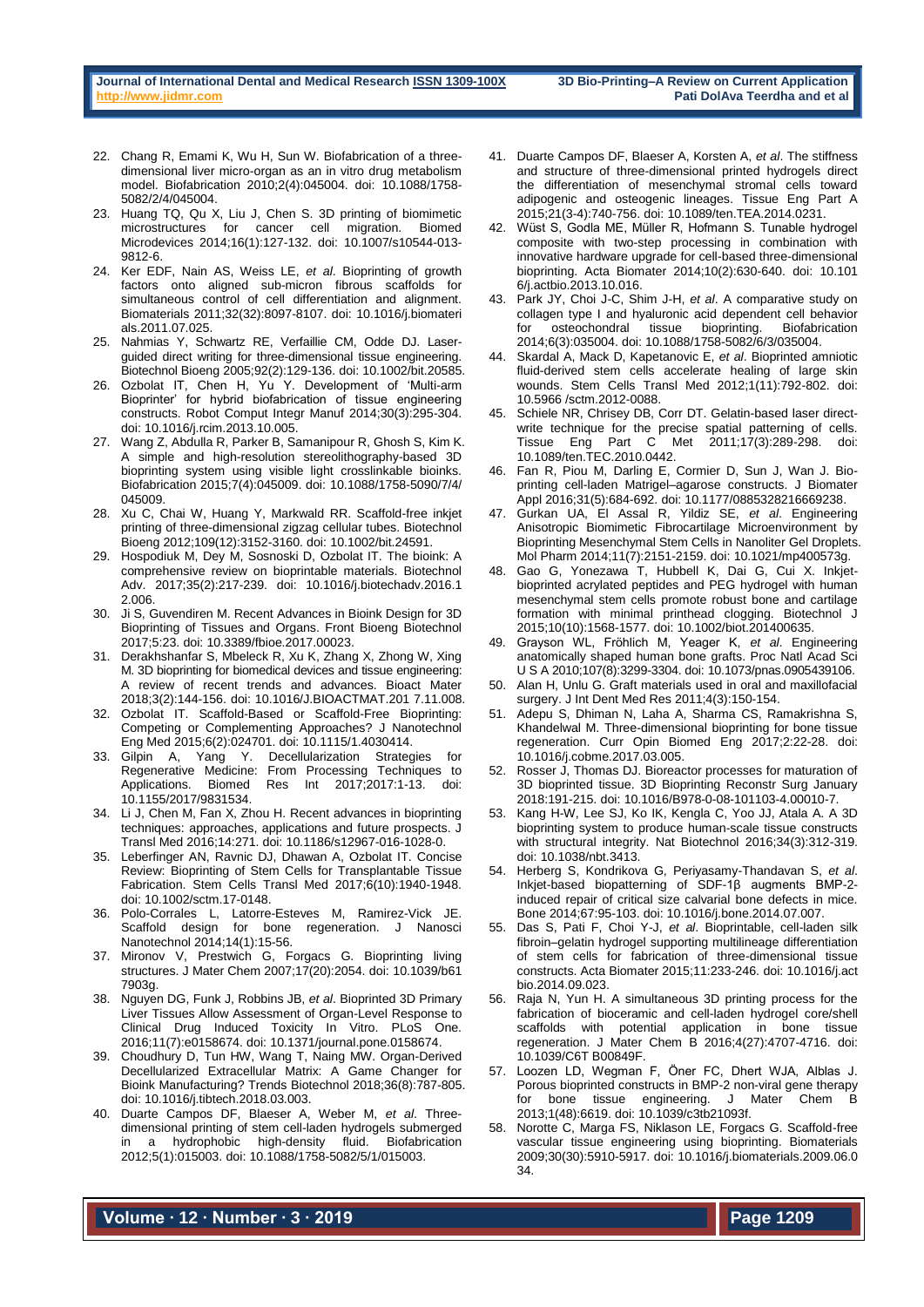22. Chang R, Emami K, Wu H, Sun W. Biofabrication of a three-dimensional liver micro-organ as an in vitro drug metabolism model. Biofabrication 2010;2(4):045004. doi: 10.1088/1758-5082/2/4/045004.
23. Huang TQ, Qu X, Liu J, Chen S. 3D printing of biomimetic microstructures for cancer cell migration. Biomed Microdevices 2014;16(1):127-132. doi: 10.1007/s10544-013-9812-6.
24. Ker EDF, Nain AS, Weiss LE, *et al*. Bioprinting of growth factors onto aligned sub-micron fibrous scaffolds for simultaneous control of cell differentiation and alignment. Biomaterials 2011;32(32):8097-8107. doi: 10.1016/j.biomaterials.2011.07.025.
25. Nahmias Y, Schwartz RE, Verfaillie CM, Odde DJ. Laser-guided direct writing for three-dimensional tissue engineering. Biotechnol Bioeng 2005;92(2):129-136. doi: 10.1002/bit.20585.
26. Ozbolat IT, Chen H, Yu Y. Development of 'Multi-arm Bioprinter' for hybrid biofabrication of tissue engineering constructs. Robot Comput Integr Manuf 2014;30(3):295-304. doi: 10.1016/j.rcim.2013.10.005.
27. Wang Z, Abdulla R, Parker B, Samanipour R, Ghosh S, Kim K. A simple and high-resolution stereolithography-based 3D bioprinting system using visible light crosslinkable bioinks. Biofabrication 2015;7(4):045009. doi: 10.1088/1758-5090/7/4/045009.
28. Xu C, Chai W, Huang Y, Markwald RR. Scaffold-free inkjet printing of three-dimensional zigzag cellular tubes. Biotechnol Bioeng 2012;109(12):3152-3160. doi: 10.1002/bit.24591.
29. Hospodiuk M, Dey M, Sosnoski D, Ozbolat IT. The bioink: A comprehensive review on bioprintable materials. Biotechnol Adv. 2017;35(2):217-239. doi: 10.1016/j.biotechadv.2016.12.006.
30. Ji S, Guvendiren M. Recent Advances in Bioink Design for 3D Bioprinting of Tissues and Organs. Front Bioeng Biotechnol 2017;5:23. doi: 10.3389/fbioe.2017.00023.
31. Derakhshanfar S, Mbeleck R, Xu K, Zhang X, Zhong W, Xing M. 3D bioprinting for biomedical devices and tissue engineering: A review of recent trends and advances. Bioact Mater 2018;3(2):144-156. doi: 10.1016/J.BIOACTMAT.201 7.11.008.
32. Ozbolat IT. Scaffold-Based or Scaffold-Free Bioprinting: Competing or Complementing Approaches? J Nanotechnol Eng Med 2015;6(2):024701. doi: 10.1115/1.4030414.
33. Gilpin A, Yang Y. Decellularization Strategies for Regenerative Medicine: From Processing Techniques to Applications. Biomed Res Int 2017;2017:1-13. doi: 10.1155/2017/9831534.
34. Li J, Chen M, Fan X, Zhou H. Recent advances in bioprinting techniques: approaches, applications and future prospects. J Transl Med 2016;14:271. doi: 10.1186/s12967-016-1028-0.
35. Leberfinger AN, Ravnic DJ, Dhawan A, Ozbolat IT. Concise Review: Bioprinting of Stem Cells for Transplantable Tissue Fabrication. Stem Cells Transl Med 2017;6(10):1940-1948. doi: 10.1002/sctm.17-0148.
36. Polo-Corrales L, Latorre-Esteves M, Ramirez-Vick JE. Scaffold design for bone regeneration. J Nanosci Nanotechnol 2014;14(1):15-56.
37. Mironov V, Prestwich G, Forgacs G. Bioprinting living structures. J Mater Chem 2007;17(20):2054. doi: 10.1039/b617903g.
38. Nguyen DG, Funk J, Robbins JB, *et al*. Bioprinted 3D Primary Liver Tissues Allow Assessment of Organ-Level Response to Clinical Drug Induced Toxicity In Vitro. PLoS One. 2016;11(7):e0158674. doi: 10.1371/journal.pone.0158674.
39. Choudhury D, Tun HW, Wang T, Naing MW. Organ-Derived Decellularized Extracellular Matrix: A Game Changer for Bioink Manufacturing? Trends Biotechnol 2018;36(8):787-805. doi: 10.1016/j.tibtech.2018.03.003.
40. Duarte Campos DF, Blaeser A, Weber M, *et al*. Three-dimensional printing of stem cell-laden hydrogels submerged in a hydrophobic high-density fluid. Biofabrication 2012;5(1):015003. doi: 10.1088/1758-5082/5/1/015003.
41. Duarte Campos DF, Blaeser A, Korsten A, *et al*. The stiffness and structure of three-dimensional printed hydrogels direct the differentiation of mesenchymal stromal cells toward adipogenic and osteogenic lineages. Tissue Eng Part A 2015;21(3-4):740-756. doi: 10.1089/ten.TEA.2014.0231.
42. Wüst S, Godla ME, Müller R, Hofmann S. Tunable hydrogel composite with two-step processing in combination with innovative hardware upgrade for cell-based three-dimensional bioprinting. Acta Biomater 2014;10(2):630-640. doi: 10.1016/j.actbio.2013.10.016.
43. Park JY, Choi J-C, Shim J-H, *et al*. A comparative study on collagen type I and hyaluronic acid dependent cell behavior for osteochondral tissue bioprinting. Biofabrication 2014;6(3):035004. doi: 10.1088/1758-5082/6/3/035004.
44. Skardal A, Mack D, Kapetanovic E, *et al*. Bioprinted amniotic fluid-derived stem cells accelerate healing of large skin wounds. Stem Cells Transl Med 2012;1(11):792-802. doi: 10.5966 /sctm.2012-0088.
45. Schiele NR, Chrisey DB, Corr DT. Gelatin-based laser direct-write technique for the precise spatial patterning of cells. Tissue Eng Part C Met 2011;17(3):289-298. doi: 10.1089/ten.TEC.2010.0442.
46. Fan R, Piou M, Darling E, Cormier D, Sun J, Wan J. Bio-printing cell-laden Matrigel–agarose constructs. J Biomater Appl 2016;31(5):684-692. doi: 10.1177/0885328216669238.
47. Gurkan UA, El Assal R, Yildiz SE, *et al*. Engineering Anisotropic Biomimetic Fibrocartilage Microenvironment by Bioprinting Mesenchymal Stem Cells in Nanoliter Gel Droplets. Mol Pharm 2014;11(7):2151-2159. doi: 10.1021/mp400573g.
48. Gao G, Yonezawa T, Hubbell K, Dai G, Cui X. Inkjet-bioprinted acrylated peptides and PEG hydrogel with human mesenchymal stem cells promote robust bone and cartilage formation with minimal printhead clogging. Biotechnol J 2015;10(10):1568-1577. doi: 10.1002/biot.201400635.
49. Grayson WL, Fröhlich M, Yeager K, *et al*. Engineering anatomically shaped human bone grafts. Proc Natl Acad Sci U S A 2010;107(8):3299-3304. doi: 10.1073/pnas.0905439106.
50. Alan H, Unlu G. Graft materials used in oral and maxillofacial surgery. J Int Dent Med Res 2011;4(3):150-154.
51. Adepu S, Dhiman N, Laha A, Sharma CS, Ramakrishna S, Khandelwal M. Three-dimensional bioprinting for bone tissue regeneration. Curr Opin Biomed Eng 2017;2:22-28. doi: 10.1016/j.cobme.2017.03.005.
52. Rosser J, Thomas DJ. Bioreactor processes for maturation of 3D bioprinted tissue. 3D Bioprinting Reconstr Surg January 2018:191-215. doi: 10.1016/B978-0-08-101103-4.00010-7.
53. Kang H-W, Lee SJ, Ko IK, Kengla C, Yoo JJ, Atala A. A 3D bioprinting system to produce human-scale tissue constructs with structural integrity. Nat Biotechnol 2016;34(3):312-319. doi: 10.1038/nbt.3413.
54. Herberg S, Kondrikova G, Periyasamy-Thandavan S, *et al*. Inkjet-based biopatterning of SDF-1β augments BMP-2-induced repair of critical size calvarial bone defects in mice. Bone 2014;67:95-103. doi: 10.1016/j.bone.2014.07.007.
55. Das S, Pati F, Choi Y-J, *et al*. Bioprintable, cell-laden silk fibroin–gelatin hydrogel supporting multilineage differentiation of stem cells for fabrication of three-dimensional tissue constructs. Acta Biomater 2015;11:233-246. doi: 10.1016/j.actbio.2014.09.023.
56. Raja N, Yun H. A simultaneous 3D printing process for the fabrication of bioceramic and cell-laden hydrogel core/shell scaffolds with potential application in bone tissue regeneration. J Mater Chem B 2016;4(27):4707-4716. doi: 10.1039/C6T B00849F.
57. Loozen LD, Wegman F, Öner FC, Dhert WJA, Alblas J. Porous bioprinted constructs in BMP-2 non-viral gene therapy for bone tissue engineering. J Mater Chem B 2013;1(48):6619. doi: 10.1039/c3tb21093f.
58. Norotte C, Marga FS, Niklason LE, Forgacs G. Scaffold-free vascular tissue engineering using bioprinting. Biomaterials 2009;30(30):5910-5917. doi: 10.1016/j.biomaterials.2009.06.034.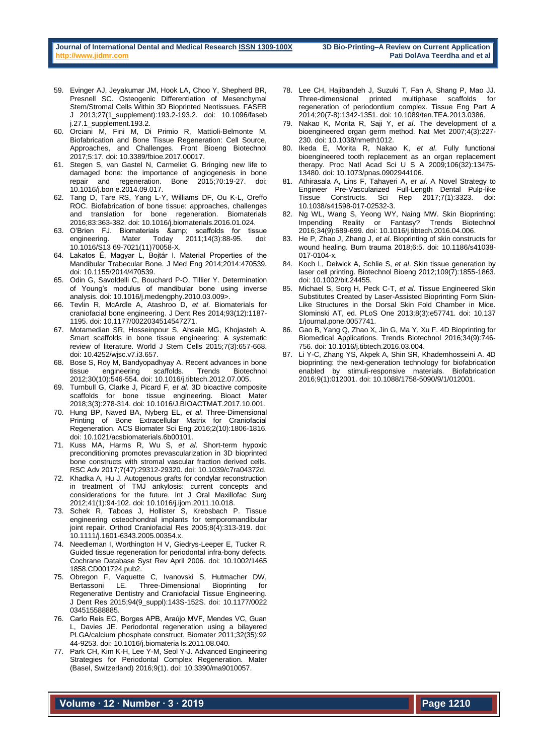59. Evinger AJ, Jeyakumar JM, Hook LA, Choo Y, Shepherd BR, Presnell SC. Osteogenic Differentiation of Mesenchymal Stem/Stromal Cells Within 3D Bioprinted Neotissues. FASEB J 2013;27(1_supplement):193.2-193.2. doi: 10.1096/faseb j.27.1_supplement.193.2.
60. Orciani M, Fini M, Di Primio R, Mattioli-Belmonte M. Biofabrication and Bone Tissue Regeneration: Cell Source, Approaches, and Challenges. Front Bioeng Biotechnol 2017;5:17. doi: 10.3389/fbioe.2017.00017.
61. Stegen S, van Gastel N, Carmeliet G. Bringing new life to damaged bone: the importance of angiogenesis in bone repair and regeneration. Bone 2015;70:19-27. doi: 10.1016/j.bon e.2014.09.017.
62. Tang D, Tare RS, Yang L-Y, Williams DF, Ou K-L, Oreffo ROC. Biofabrication of bone tissue: approaches, challenges and translation for bone regeneration. Biomaterials 2016;83:363-382. doi: 10.1016/j.biomaterials.2016.01.024.
63. O'Brien FJ. Biomaterials &amp; scaffolds for tissue engineering. Mater Today 2011;14(3):88-95. doi: 10.1016/S13 69-7021(11)70058-X.
64. Lakatos É, Magyar L, Bojtár I. Material Properties of the Mandibular Trabecular Bone. J Med Eng 2014;2014:470539. doi: 10.1155/2014/470539.
65. Odin G, Savoldelli C, Bouchard P-O, Tillier Y. Determination of Young's modulus of mandibular bone using inverse analysis. doi: 10.1016/j.medengphy.2010.03.009>.
66. Tevlin R, McArdle A, Atashroo D, *et al*. Biomaterials for craniofacial bone engineering. J Dent Res 2014;93(12):1187-1195. doi: 10.1177/0022034514547271.
67. Motamedian SR, Hosseinpour S, Ahsaie MG, Khojasteh A. Smart scaffolds in bone tissue engineering: A systematic review of literature. World J Stem Cells 2015;7(3):657-668. doi: 10.4252/wjsc.v7.i3.657.
68. Bose S, Roy M, Bandyopadhyay A. Recent advances in bone tissue engineering scaffolds. Trends Biotechnol 2012;30(10):546-554. doi: 10.1016/j.tibtech.2012.07.005.
69. Turnbull G, Clarke J, Picard F, *et al*. 3D bioactive composite scaffolds for bone tissue engineering. Bioact Mater 2018;3(3):278-314. doi: 10.1016/J.BIOACTMAT.2017.10.001.
70. Hung BP, Naved BA, Nyberg EL, *et al*. Three-Dimensional Printing of Bone Extracellular Matrix for Craniofacial Regeneration. ACS Biomater Sci Eng 2016;2(10):1806-1816. doi: 10.1021/acsbiomaterials.6b00101.
71. Kuss MA, Harms R, Wu S, *et al*. Short-term hypoxic preconditioning promotes prevascularization in 3D bioprinted bone constructs with stromal vascular fraction derived cells. RSC Adv 2017;7(47):29312-29320. doi: 10.1039/c7ra04372d.
72. Khadka A, Hu J. Autogenous grafts for condylar reconstruction in treatment of TMJ ankylosis: current concepts and considerations for the future. Int J Oral Maxillofac Surg 2012;41(1):94-102. doi: 10.1016/j.ijom.2011.10.018.
73. Schek R, Taboas J, Hollister S, Krebsbach P. Tissue engineering osteochondral implants for temporomandibular joint repair. Orthod Craniofacial Res 2005;8(4):313-319. doi: 10.1111/j.1601-6343.2005.00354.x.
74. Needleman I, Worthington H V, Giedrys-Leeper E, Tucker R. Guided tissue regeneration for periodontal infra-bony defects. Cochrane Database Syst Rev April 2006. doi: 10.1002/1465 1858.CD001724.pub2.
75. Obregon F, Vaquette C, Ivanovski S, Hutmacher DW, Bertassoni LE. Three-Dimensional Bioprinting for Regenerative Dentistry and Craniofacial Tissue Engineering. J Dent Res 2015;94(9_suppl):143S-152S. doi: 10.1177/0022 034515588885.
76. Carlo Reis EC, Borges APB, Araújo MVF, Mendes VC, Guan L, Davies JE. Periodontal regeneration using a bilayered PLGA/calcium phosphate construct. Biomater 2011;32(35):92 44-9253. doi: 10.1016/j.biomateria ls.2011.08.040.
77. Park CH, Kim K-H, Lee Y-M, Seol Y-J. Advanced Engineering Strategies for Periodontal Complex Regeneration. Mater (Basel, Switzerland) 2016;9(1). doi: 10.3390/ma9010057.
78. Lee CH, Hajibandeh J, Suzuki T, Fan A, Shang P, Mao JJ. Three-dimensional printed multiphase scaffolds for regeneration of periodontium complex. Tissue Eng Part A 2014;20(7-8):1342-1351. doi: 10.1089/ten.TEA.2013.0386.
79. Nakao K, Morita R, Saji Y, *et al*. The development of a bioengineered organ germ method. Nat Met 2007;4(3):227-230. doi: 10.1038/nmeth1012.
80. Ikeda E, Morita R, Nakao K, *et al*. Fully functional bioengineered tooth replacement as an organ replacement therapy. Proc Natl Acad Sci U S A 2009;106(32):13475-13480. doi: 10.1073/pnas.0902944106.
81. Athirasala A, Lins F, Tahayeri A, *et al*. A Novel Strategy to Engineer Pre-Vascularized Full-Length Dental Pulp-like Tissue Constructs. Sci Rep 2017;7(1):3323. doi: 10.1038/s41598-017-02532-3.
82. Ng WL, Wang S, Yeong WY, Naing MW. Skin Bioprinting: Impending Reality or Fantasy? Trends Biotechnol 2016;34(9):689-699. doi: 10.1016/j.tibtech.2016.04.006.
83. He P, Zhao J, Zhang J, *et al*. Bioprinting of skin constructs for wound healing. Burn trauma 2018;6:5. doi: 10.1186/s41038-017-0104-x.
84. Koch L, Deiwick A, Schlie S, *et al*. Skin tissue generation by laser cell printing. Biotechnol Bioeng 2012;109(7):1855-1863. doi: 10.1002/bit.24455.
85. Michael S, Sorg H, Peck C-T, *et al*. Tissue Engineered Skin Substitutes Created by Laser-Assisted Bioprinting Form Skin-Like Structures in the Dorsal Skin Fold Chamber in Mice. Slominski AT, ed. PLoS One 2013;8(3):e57741. doi: 10.137 1/journal.pone.0057741.
86. Gao B, Yang Q, Zhao X, Jin G, Ma Y, Xu F. 4D Bioprinting for Biomedical Applications. Trends Biotechnol 2016;34(9):746-756. doi: 10.1016/j.tibtech.2016.03.004.
87. Li Y-C, Zhang YS, Akpek A, Shin SR, Khademhosseini A. 4D bioprinting: the next-generation technology for biofabrication enabled by stimuli-responsive materials. Biofabrication 2016;9(1):012001. doi: 10.1088/1758-5090/9/1/012001.